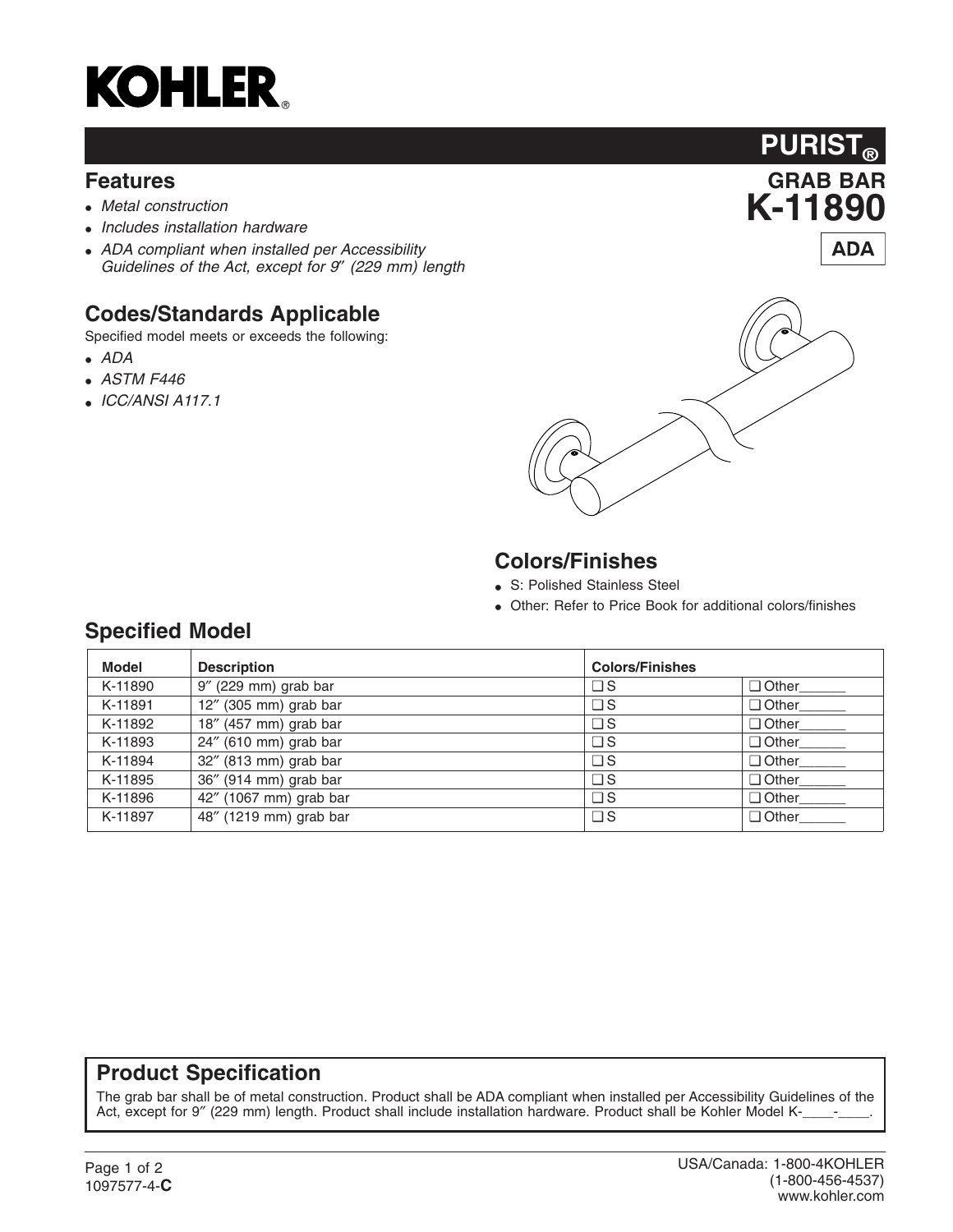# KOHLER®

## PURIST®

## GRAB BAR

## K-11890

**ADA**

## Features

- *Metal construction*
- *Includes installation hardware*
- *ADA compliant when installed per Accessibility Guidelines of the Act, except for 9″ (229 mm) length*

## Codes/Standards Applicable

Specified model meets or exceeds the following:

- *ADA*
- *ASTM F446*
- *ICC/ANSI A117.1*

## Colors/Finishes

- S: Polished Stainless Steel
- Other: Refer to Price Book for additional colors/finishes

## Specified Model

| Model | Description | Colors/Finishes | |
|---|---|---|---|
| K-11890 | 9″ (229 mm) grab bar | ❑ S | ❑ Other______ |
| K-11891 | 12″ (305 mm) grab bar | ❑ S | ❑ Other______ |
| K-11892 | 18″ (457 mm) grab bar | ❑ S | ❑ Other______ |
| K-11893 | 24″ (610 mm) grab bar | ❑ S | ❑ Other______ |
| K-11894 | 32″ (813 mm) grab bar | ❑ S | ❑ Other______ |
| K-11895 | 36″ (914 mm) grab bar | ❑ S | ❑ Other______ |
| K-11896 | 42″ (1067 mm) grab bar | ❑ S | ❑ Other______ |
| K-11897 | 48″ (1219 mm) grab bar | ❑ S | ❑ Other______ |

## Product Specification

The grab bar shall be of metal construction. Product shall be ADA compliant when installed per Accessibility Guidelines of the Act, except for 9″ (229 mm) length. Product shall include installation hardware. Product shall be Kohler Model K-____-____.

1097577-4-**C**

USA/Canada: 1-800-4KOHLER
(1-800-456-4537)
www.kohler.com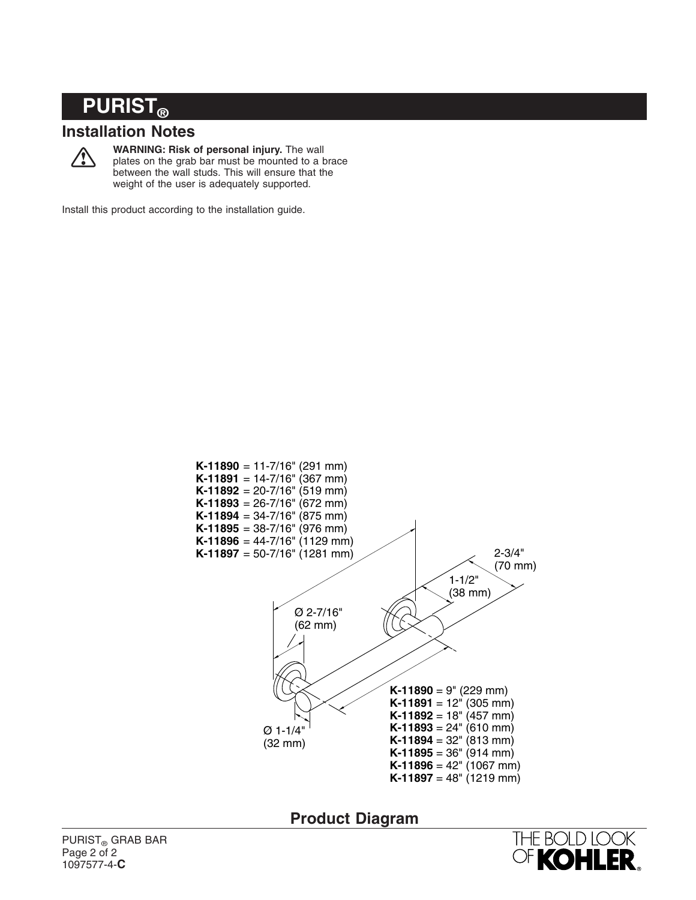# PURIST®

## Installation Notes

**WARNING: Risk of personal injury.** The wall plates on the grab bar must be mounted to a brace between the wall studs. This will ensure that the weight of the user is adequately supported.

Install this product according to the installation guide.

**K-11890** = 11-7/16" (291 mm)
**K-11891** = 14-7/16" (367 mm)
**K-11892** = 20-7/16" (519 mm)
**K-11893** = 26-7/16" (672 mm)
**K-11894** = 34-7/16" (875 mm)
**K-11895** = 38-7/16" (976 mm)
**K-11896** = 44-7/16" (1129 mm)
**K-11897** = 50-7/16" (1281 mm)

2-3/4"
(70 mm)

1-1/2"
(38 mm)

Ø 2-7/16"
(62 mm)

Ø 1-1/4"
(32 mm)

**K-11890** = 9" (229 mm)
**K-11891** = 12" (305 mm)
**K-11892** = 18" (457 mm)
**K-11893** = 24" (610 mm)
**K-11894** = 32" (813 mm)
**K-11895** = 36" (914 mm)
**K-11896** = 42" (1067 mm)
**K-11897** = 48" (1219 mm)

## Product Diagram